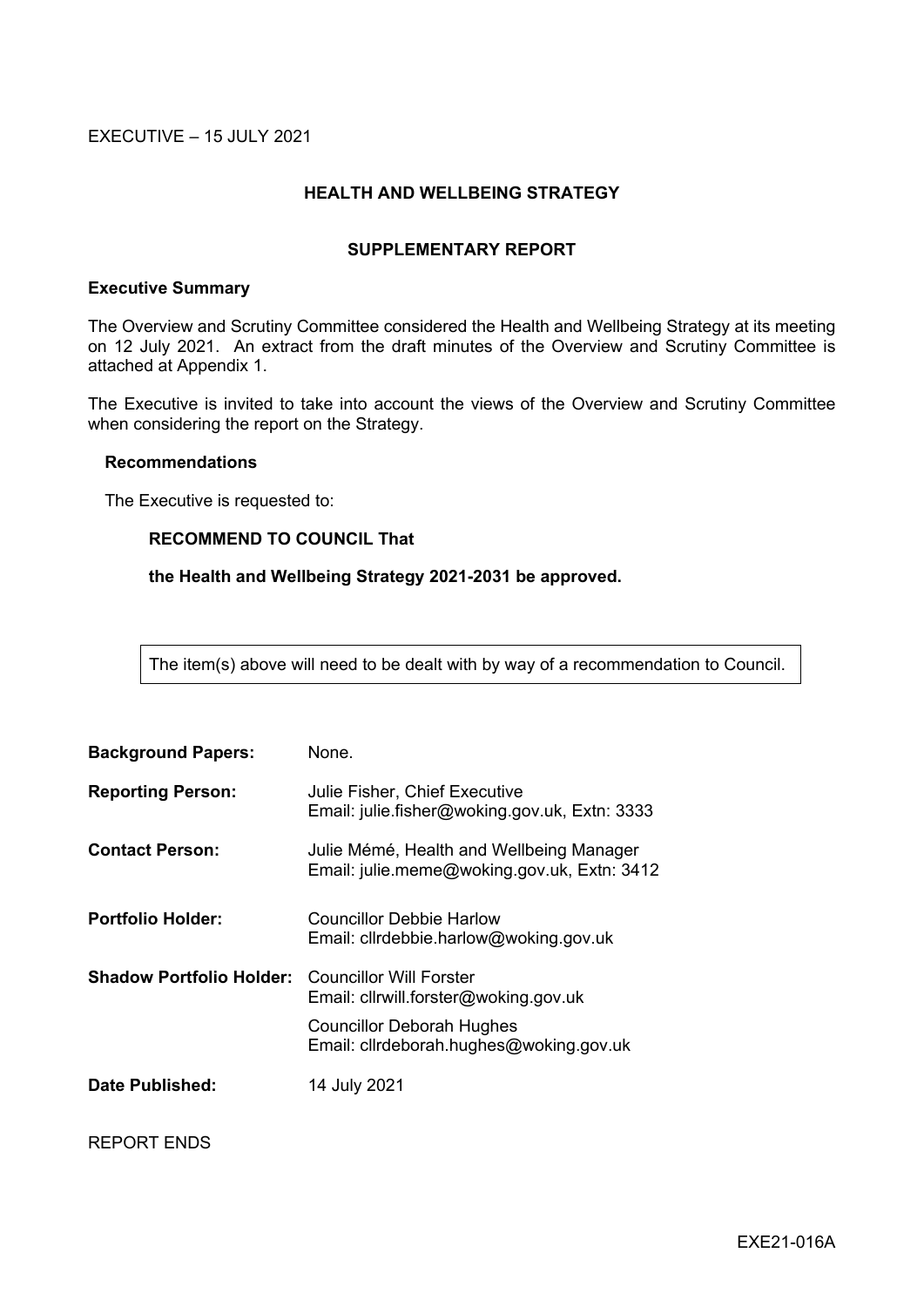EXECUTIVE – 15 JULY 2021

# HEALTH AND WELLBEING STRATEGY

## SUPPLEMENTARY REPORT

**Executive Summary**

The Overview and Scrutiny Committee considered the Health and Wellbeing Strategy at its meeting on 12 July 2021. An extract from the draft minutes of the Overview and Scrutiny Committee is attached at Appendix 1.

The Executive is invited to take into account the views of the Overview and Scrutiny Committee when considering the report on the Strategy.

**Recommendations**

The Executive is requested to:

**RECOMMEND TO COUNCIL That**

**the Health and Wellbeing Strategy 2021-2031 be approved.**

The item(s) above will need to be dealt with by way of a recommendation to Council.

| | |
|---|---|
| **Background Papers:** | None. |
| **Reporting Person:** | Julie Fisher, Chief Executive<br>Email: julie.fisher@woking.gov.uk, Extn: 3333 |
| **Contact Person:** | Julie Mémé, Health and Wellbeing Manager<br>Email: julie.meme@woking.gov.uk, Extn: 3412 |
| **Portfolio Holder:** | Councillor Debbie Harlow<br>Email: cllrdebbie.harlow@woking.gov.uk |
| **Shadow Portfolio Holder:** | Councillor Will Forster<br>Email: cllrwill.forster@woking.gov.uk<br>Councillor Deborah Hughes<br>Email: cllrdeborah.hughes@woking.gov.uk |
| **Date Published:** | 14 July 2021 |

REPORT ENDS

EXE21-016A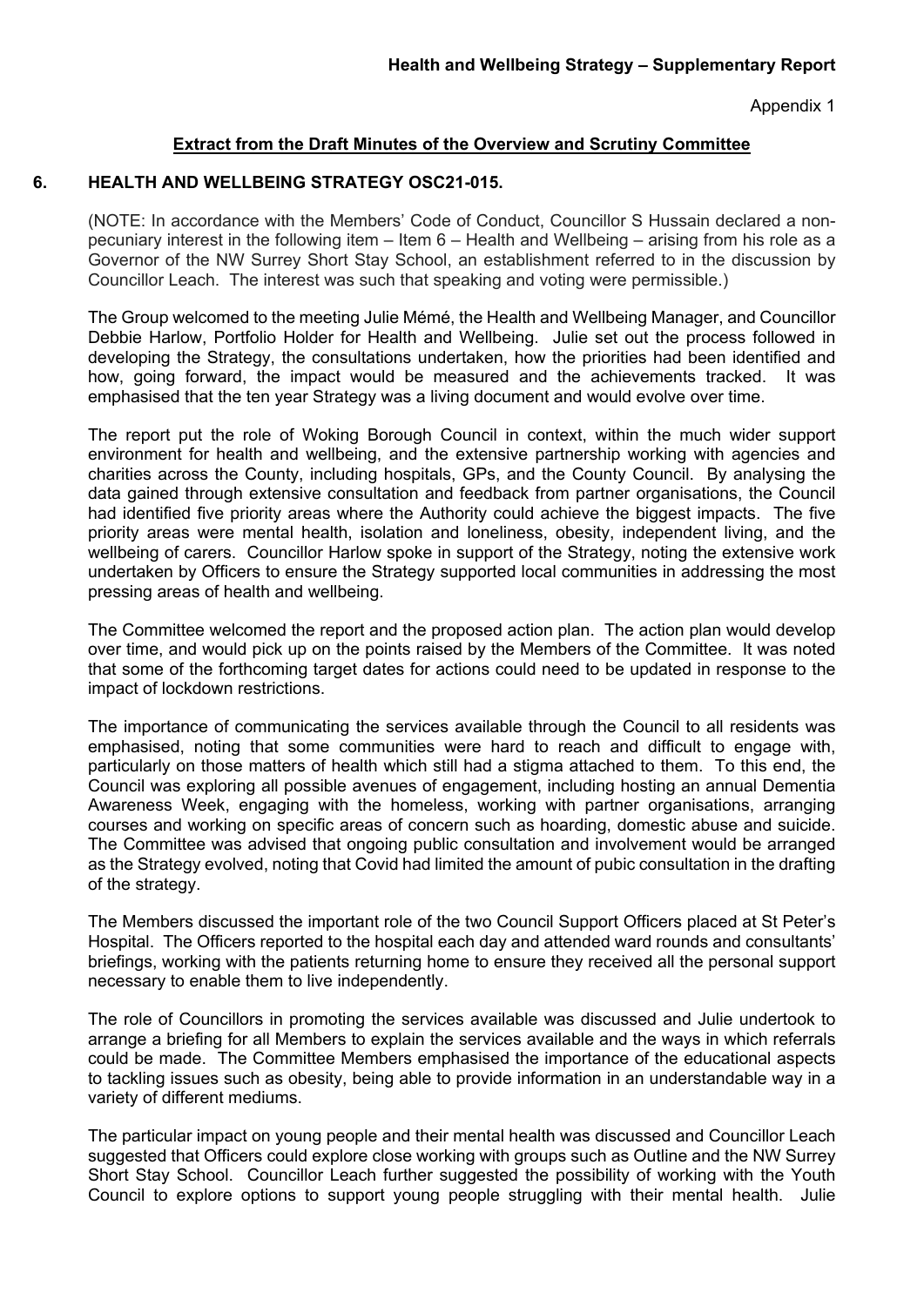**Health and Wellbeing Strategy – Supplementary Report**

Appendix 1

## Extract from the Draft Minutes of the Overview and Scrutiny Committee

### 6. HEALTH AND WELLBEING STRATEGY OSC21-015.

(NOTE: In accordance with the Members' Code of Conduct, Councillor S Hussain declared a non-pecuniary interest in the following item – Item 6 – Health and Wellbeing – arising from his role as a Governor of the NW Surrey Short Stay School, an establishment referred to in the discussion by Councillor Leach. The interest was such that speaking and voting were permissible.)

The Group welcomed to the meeting Julie Mémé, the Health and Wellbeing Manager, and Councillor Debbie Harlow, Portfolio Holder for Health and Wellbeing. Julie set out the process followed in developing the Strategy, the consultations undertaken, how the priorities had been identified and how, going forward, the impact would be measured and the achievements tracked. It was emphasised that the ten year Strategy was a living document and would evolve over time.

The report put the role of Woking Borough Council in context, within the much wider support environment for health and wellbeing, and the extensive partnership working with agencies and charities across the County, including hospitals, GPs, and the County Council. By analysing the data gained through extensive consultation and feedback from partner organisations, the Council had identified five priority areas where the Authority could achieve the biggest impacts. The five priority areas were mental health, isolation and loneliness, obesity, independent living, and the wellbeing of carers. Councillor Harlow spoke in support of the Strategy, noting the extensive work undertaken by Officers to ensure the Strategy supported local communities in addressing the most pressing areas of health and wellbeing.

The Committee welcomed the report and the proposed action plan. The action plan would develop over time, and would pick up on the points raised by the Members of the Committee. It was noted that some of the forthcoming target dates for actions could need to be updated in response to the impact of lockdown restrictions.

The importance of communicating the services available through the Council to all residents was emphasised, noting that some communities were hard to reach and difficult to engage with, particularly on those matters of health which still had a stigma attached to them. To this end, the Council was exploring all possible avenues of engagement, including hosting an annual Dementia Awareness Week, engaging with the homeless, working with partner organisations, arranging courses and working on specific areas of concern such as hoarding, domestic abuse and suicide. The Committee was advised that ongoing public consultation and involvement would be arranged as the Strategy evolved, noting that Covid had limited the amount of pubic consultation in the drafting of the strategy.

The Members discussed the important role of the two Council Support Officers placed at St Peter's Hospital. The Officers reported to the hospital each day and attended ward rounds and consultants' briefings, working with the patients returning home to ensure they received all the personal support necessary to enable them to live independently.

The role of Councillors in promoting the services available was discussed and Julie undertook to arrange a briefing for all Members to explain the services available and the ways in which referrals could be made. The Committee Members emphasised the importance of the educational aspects to tackling issues such as obesity, being able to provide information in an understandable way in a variety of different mediums.

The particular impact on young people and their mental health was discussed and Councillor Leach suggested that Officers could explore close working with groups such as Outline and the NW Surrey Short Stay School. Councillor Leach further suggested the possibility of working with the Youth Council to explore options to support young people struggling with their mental health. Julie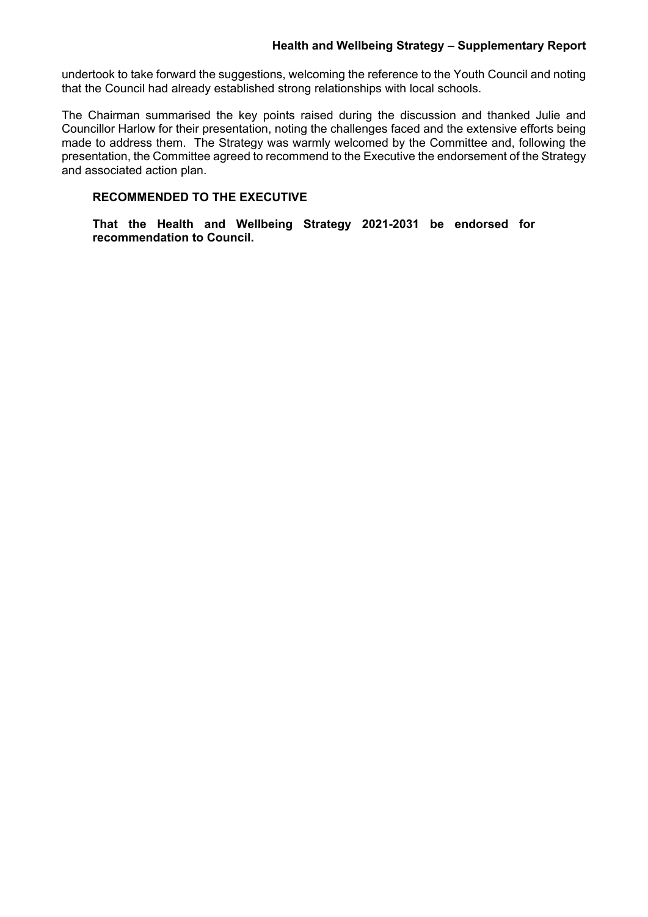undertook to take forward the suggestions, welcoming the reference to the Youth Council and noting that the Council had already established strong relationships with local schools.

The Chairman summarised the key points raised during the discussion and thanked Julie and Councillor Harlow for their presentation, noting the challenges faced and the extensive efforts being made to address them. The Strategy was warmly welcomed by the Committee and, following the presentation, the Committee agreed to recommend to the Executive the endorsement of the Strategy and associated action plan.

**RECOMMENDED TO THE EXECUTIVE**

**That the Health and Wellbeing Strategy 2021-2031 be endorsed for recommendation to Council.**